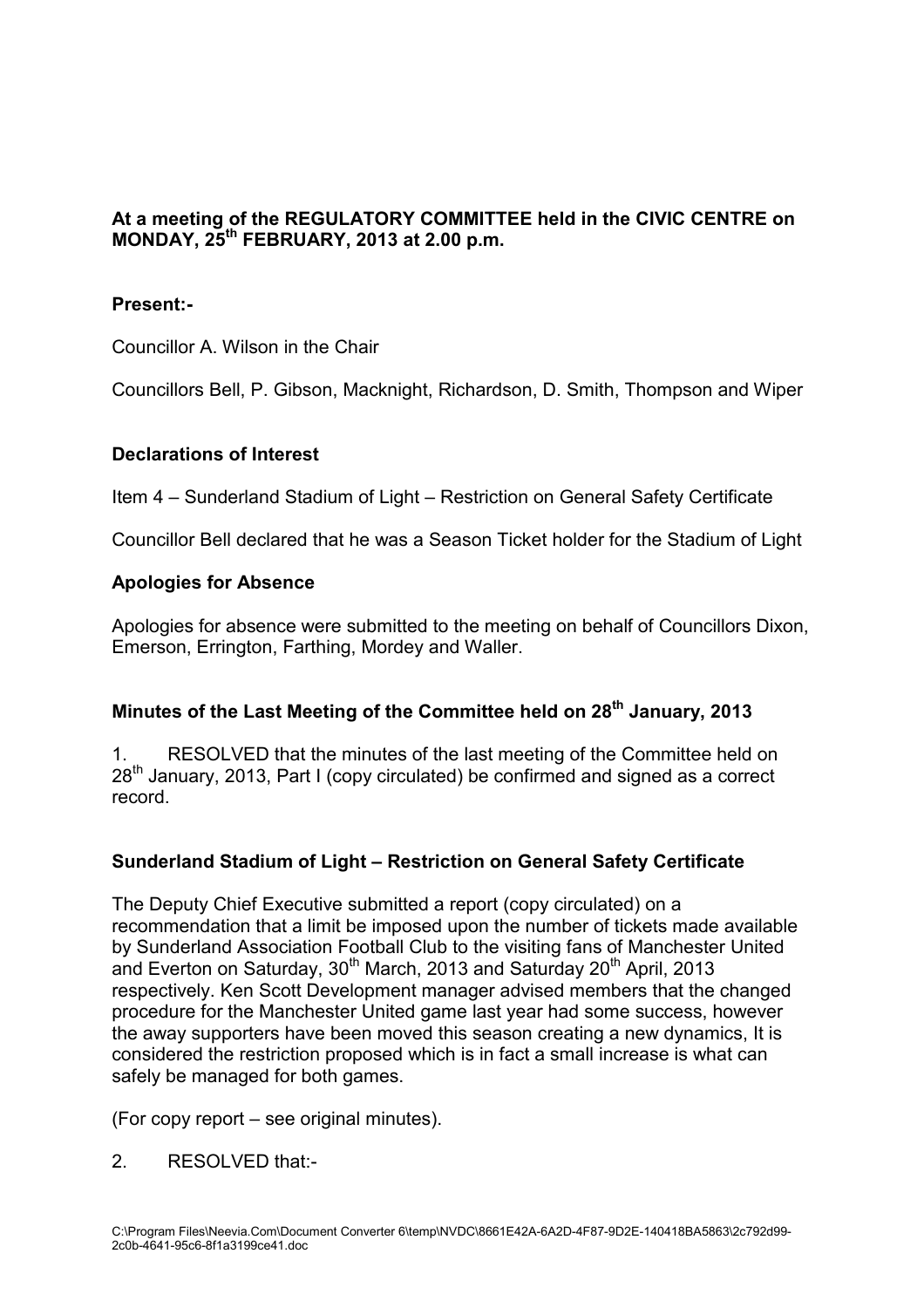**At a meeting of the REGULATORY COMMITTEE held in the CIVIC CENTRE on MONDAY, 25th FEBRUARY, 2013 at 2.00 p.m.**

**Present:-**

Councillor A. Wilson in the Chair

Councillors Bell, P. Gibson, Macknight, Richardson, D. Smith, Thompson and Wiper

**Declarations of Interest**

Item 4 – Sunderland Stadium of Light – Restriction on General Safety Certificate

Councillor Bell declared that he was a Season Ticket holder for the Stadium of Light

**Apologies for Absence**

Apologies for absence were submitted to the meeting on behalf of Councillors Dixon, Emerson, Errington, Farthing, Mordey and Waller.

**Minutes of the Last Meeting of the Committee held on 28th January, 2013**

1. RESOLVED that the minutes of the last meeting of the Committee held on 28th January, 2013, Part I (copy circulated) be confirmed and signed as a correct record.

**Sunderland Stadium of Light – Restriction on General Safety Certificate**

The Deputy Chief Executive submitted a report (copy circulated) on a recommendation that a limit be imposed upon the number of tickets made available by Sunderland Association Football Club to the visiting fans of Manchester United and Everton on Saturday, 30th March, 2013 and Saturday 20th April, 2013 respectively. Ken Scott Development manager advised members that the changed procedure for the Manchester United game last year had some success, however the away supporters have been moved this season creating a new dynamics, It is considered the restriction proposed which is in fact a small increase is what can safely be managed for both games.

(For copy report – see original minutes).

2. RESOLVED that:-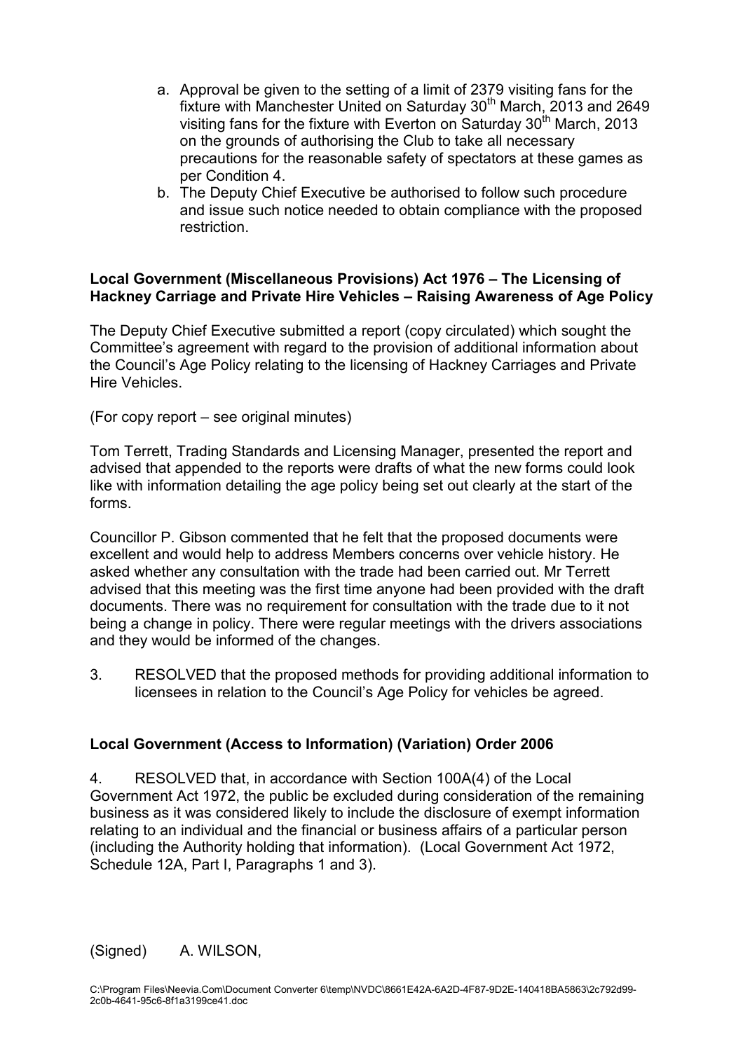a. Approval be given to the setting of a limit of 2379 visiting fans for the fixture with Manchester United on Saturday 30th March, 2013 and 2649 visiting fans for the fixture with Everton on Saturday 30th March, 2013 on the grounds of authorising the Club to take all necessary precautions for the reasonable safety of spectators at these games as per Condition 4.
b. The Deputy Chief Executive be authorised to follow such procedure and issue such notice needed to obtain compliance with the proposed restriction.

**Local Government (Miscellaneous Provisions) Act 1976 – The Licensing of Hackney Carriage and Private Hire Vehicles – Raising Awareness of Age Policy**

The Deputy Chief Executive submitted a report (copy circulated) which sought the Committee's agreement with regard to the provision of additional information about the Council's Age Policy relating to the licensing of Hackney Carriages and Private Hire Vehicles.

(For copy report – see original minutes)

Tom Terrett, Trading Standards and Licensing Manager, presented the report and advised that appended to the reports were drafts of what the new forms could look like with information detailing the age policy being set out clearly at the start of the forms.

Councillor P. Gibson commented that he felt that the proposed documents were excellent and would help to address Members concerns over vehicle history. He asked whether any consultation with the trade had been carried out. Mr Terrett advised that this meeting was the first time anyone had been provided with the draft documents. There was no requirement for consultation with the trade due to it not being a change in policy. There were regular meetings with the drivers associations and they would be informed of the changes.

3. RESOLVED that the proposed methods for providing additional information to licensees in relation to the Council's Age Policy for vehicles be agreed.

**Local Government (Access to Information) (Variation) Order 2006**

4. RESOLVED that, in accordance with Section 100A(4) of the Local Government Act 1972, the public be excluded during consideration of the remaining business as it was considered likely to include the disclosure of exempt information relating to an individual and the financial or business affairs of a particular person (including the Authority holding that information). (Local Government Act 1972, Schedule 12A, Part I, Paragraphs 1 and 3).

(Signed) A. WILSON,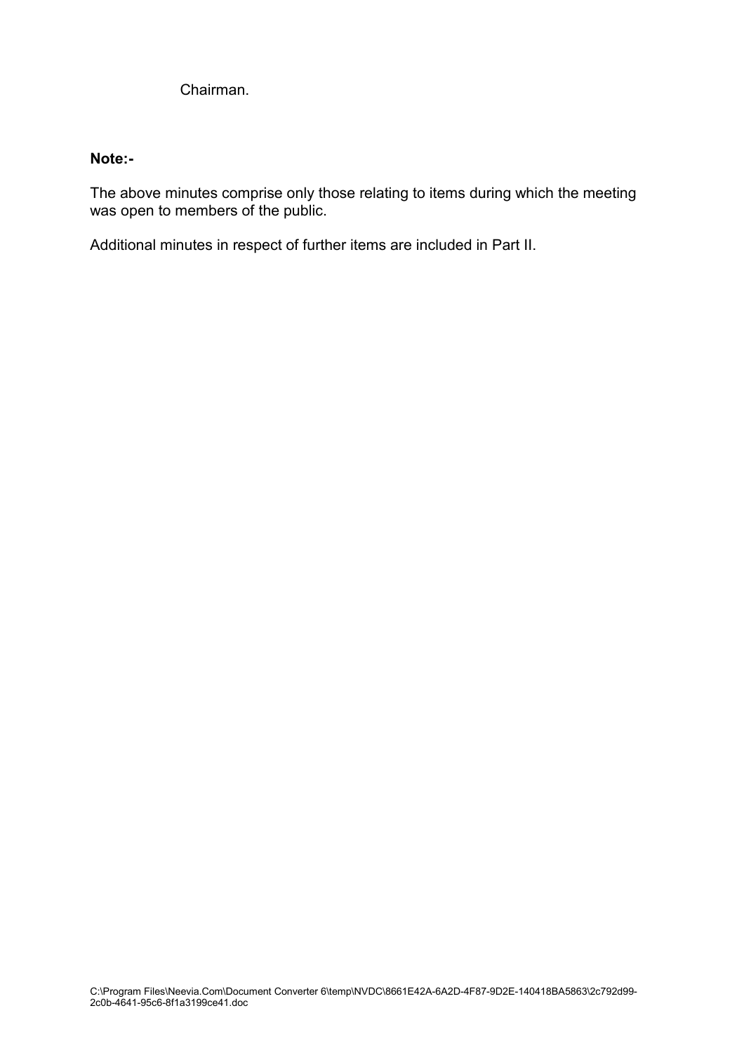Chairman.

**Note:-**

The above minutes comprise only those relating to items during which the meeting was open to members of the public.

Additional minutes in respect of further items are included in Part II.